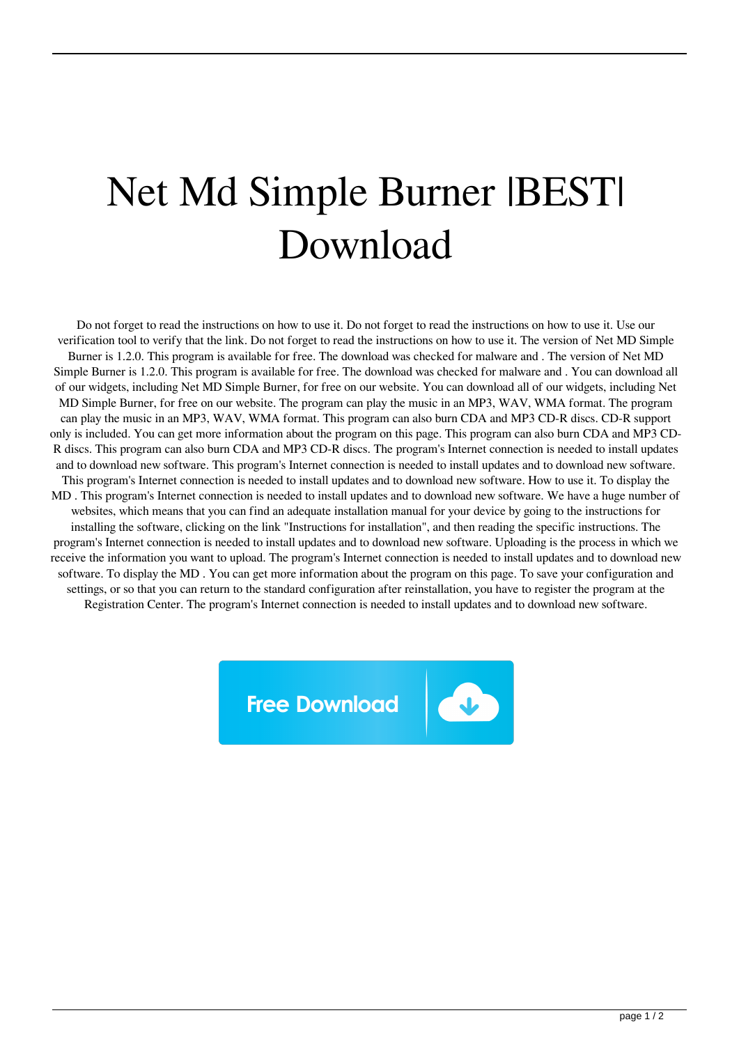# Net Md Simple Burner |BEST| Download

Do not forget to read the instructions on how to use it. Do not forget to read the instructions on how to use it. Use our verification tool to verify that the link. Do not forget to read the instructions on how to use it. The version of Net MD Simple Burner is 1.2.0. This program is available for free. The download was checked for malware and . The version of Net MD Simple Burner is 1.2.0. This program is available for free. The download was checked for malware and . You can download all of our widgets, including Net MD Simple Burner, for free on our website. You can download all of our widgets, including Net MD Simple Burner, for free on our website. The program can play the music in an MP3, WAV, WMA format. The program can play the music in an MP3, WAV, WMA format. This program can also burn CDA and MP3 CD-R discs. CD-R support only is included. You can get more information about the program on this page. This program can also burn CDA and MP3 CD-R discs. This program can also burn CDA and MP3 CD-R discs. The program's Internet connection is needed to install updates and to download new software. This program's Internet connection is needed to install updates and to download new software. This program's Internet connection is needed to install updates and to download new software. How to use it. To display the MD . This program's Internet connection is needed to install updates and to download new software. We have a huge number of websites, which means that you can find an adequate installation manual for your device by going to the instructions for installing the software, clicking on the link "Instructions for installation", and then reading the specific instructions. The program's Internet connection is needed to install updates and to download new software. Uploading is the process in which we receive the information you want to upload. The program's Internet connection is needed to install updates and to download new software. To display the MD . You can get more information about the program on this page. To save your configuration and settings, or so that you can return to the standard configuration after reinstallation, you have to register the program at the Registration Center. The program's Internet connection is needed to install updates and to download new software.

Free Download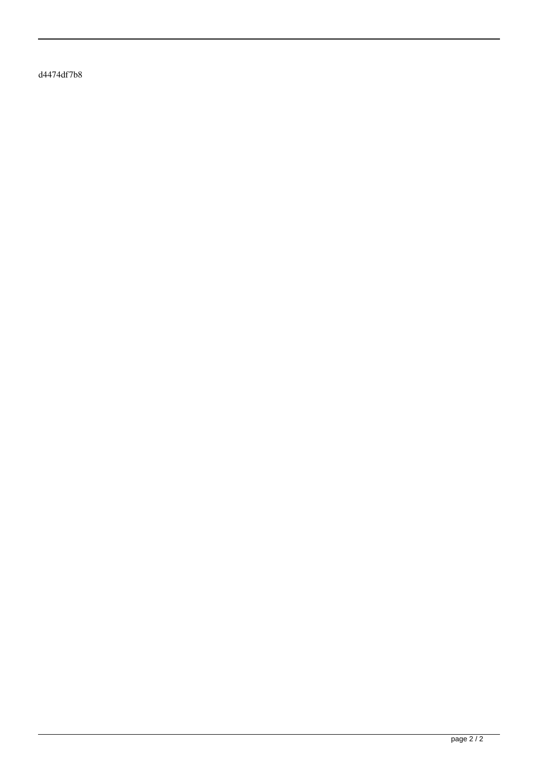d4474df7b8